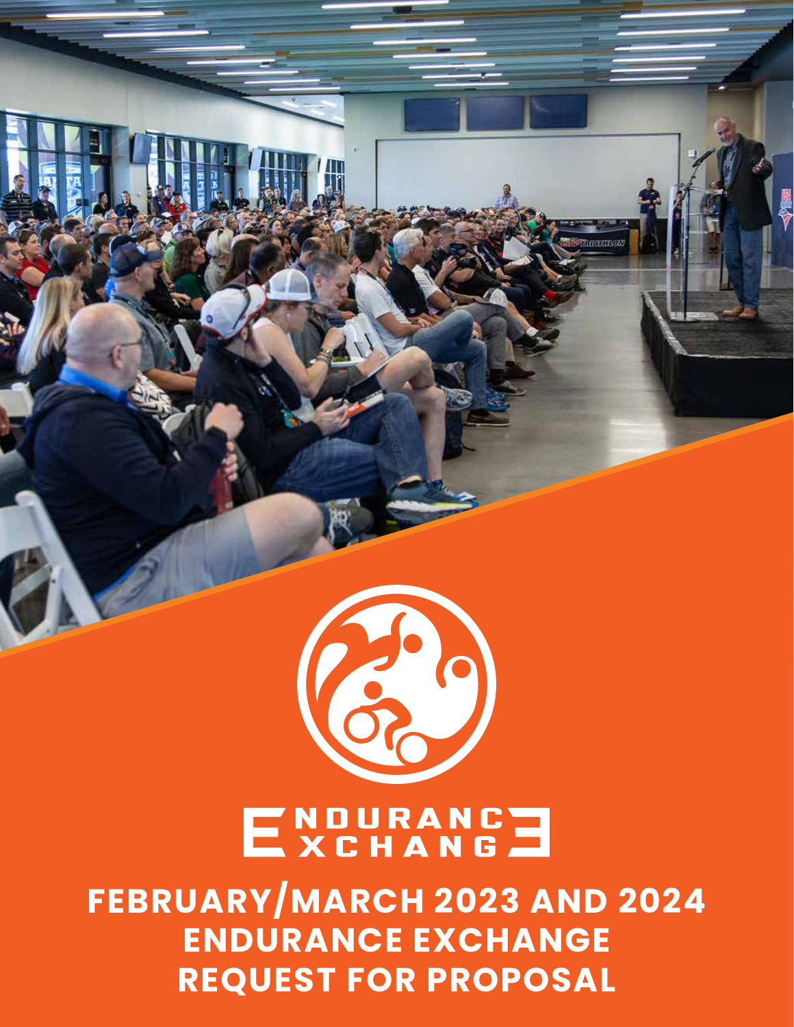# ENDURANCE EXCHANGE

## FEBRUARY/MARCH 2023 AND 2024 ENDURANCE EXCHANGE REQUEST FOR PROPOSAL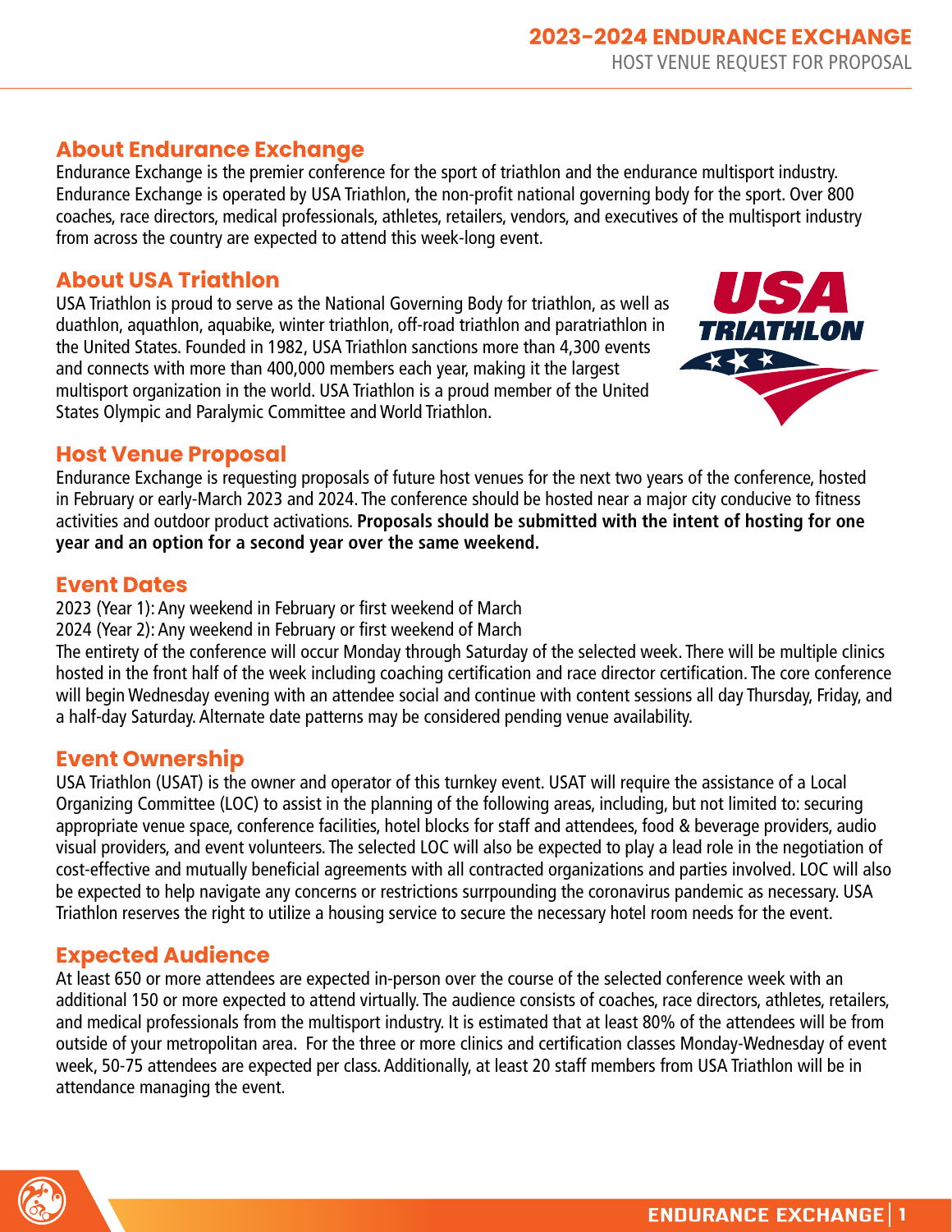## About Endurance Exchange

Endurance Exchange is the premier conference for the sport of triathlon and the endurance multisport industry. Endurance Exchange is operated by USA Triathlon, the non-profit national governing body for the sport. Over 800 coaches, race directors, medical professionals, athletes, retailers, vendors, and executives of the multisport industry from across the country are expected to attend this week-long event.

## About USA Triathlon

USA Triathlon is proud to serve as the National Governing Body for triathlon, as well as duathlon, aquathlon, aquabike, winter triathlon, off-road triathlon and paratriathlon in the United States. Founded in 1982, USA Triathlon sanctions more than 4,300 events and connects with more than 400,000 members each year, making it the largest multisport organization in the world. USA Triathlon is a proud member of the United States Olympic and Paralympic Committee and World Triathlon.

## Host Venue Proposal

Endurance Exchange is requesting proposals of future host venues for the next two years of the conference, hosted in February or early-March 2023 and 2024. The conference should be hosted near a major city conducive to fitness activities and outdoor product activations. **Proposals should be submitted with the intent of hosting for one year and an option for a second year over the same weekend.**

## Event Dates

2023 (Year 1): Any weekend in February or first weekend of March
2024 (Year 2): Any weekend in February or first weekend of March

The entirety of the conference will occur Monday through Saturday of the selected week. There will be multiple clinics hosted in the front half of the week including coaching certification and race director certification. The core conference will begin Wednesday evening with an attendee social and continue with content sessions all day Thursday, Friday, and a half-day Saturday. Alternate date patterns may be considered pending venue availability.

## Event Ownership

USA Triathlon (USAT) is the owner and operator of this turnkey event. USAT will require the assistance of a Local Organizing Committee (LOC) to assist in the planning of the following areas, including, but not limited to: securing appropriate venue space, conference facilities, hotel blocks for staff and attendees, food & beverage providers, audio visual providers, and event volunteers. The selected LOC will also be expected to play a lead role in the negotiation of cost-effective and mutually beneficial agreements with all contracted organizations and parties involved. LOC will also be expected to help navigate any concerns or restrictions surrpounding the coronavirus pandemic as necessary. USA Triathlon reserves the right to utilize a housing service to secure the necessary hotel room needs for the event.

## Expected Audience

At least 650 or more attendees are expected in-person over the course of the selected conference week with an additional 150 or more expected to attend virtually. The audience consists of coaches, race directors, athletes, retailers, and medical professionals from the multisport industry. It is estimated that at least 80% of the attendees will be from outside of your metropolitan area. For the three or more clinics and certification classes Monday-Wednesday of event week, 50-75 attendees are expected per class. Additionally, at least 20 staff members from USA Triathlon will be in attendance managing the event.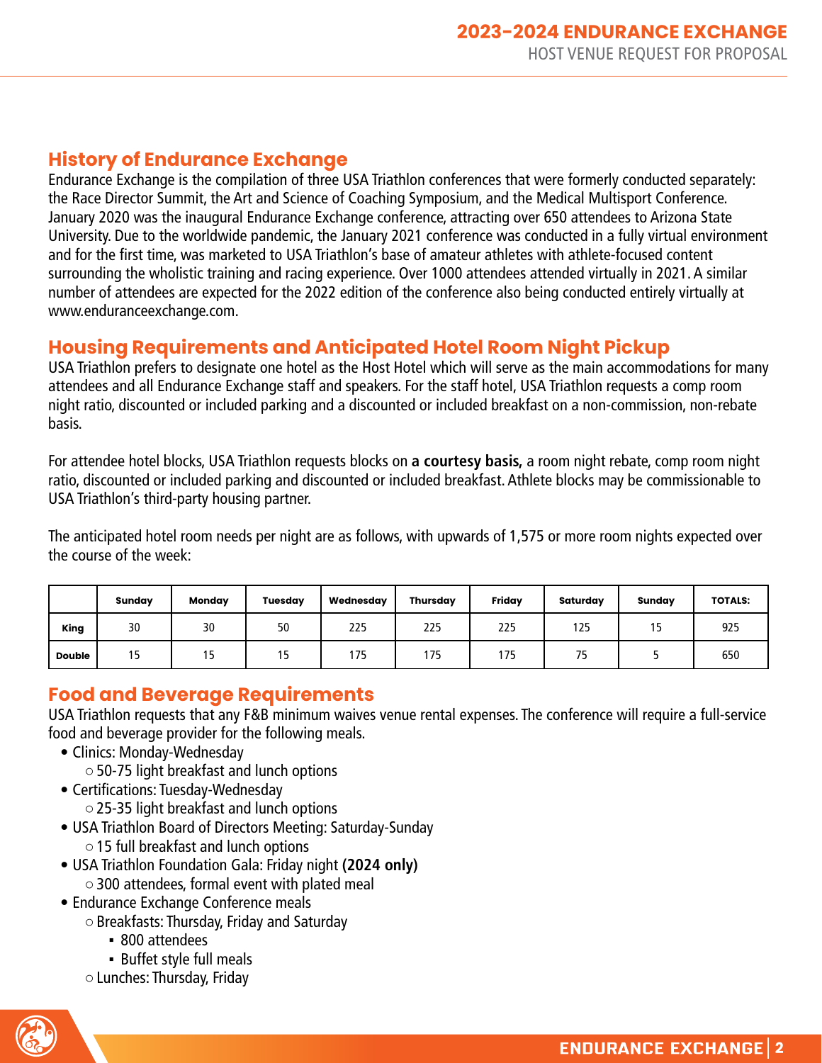## History of Endurance Exchange

Endurance Exchange is the compilation of three USA Triathlon conferences that were formerly conducted separately: the Race Director Summit, the Art and Science of Coaching Symposium, and the Medical Multisport Conference. January 2020 was the inaugural Endurance Exchange conference, attracting over 650 attendees to Arizona State University. Due to the worldwide pandemic, the January 2021 conference was conducted in a fully virtual environment and for the first time, was marketed to USA Triathlon's base of amateur athletes with athlete-focused content surrounding the wholistic training and racing experience. Over 1000 attendees attended virtually in 2021. A similar number of attendees are expected for the 2022 edition of the conference also being conducted entirely virtually at www.enduranceexchange.com.

## Housing Requirements and Anticipated Hotel Room Night Pickup

USA Triathlon prefers to designate one hotel as the Host Hotel which will serve as the main accommodations for many attendees and all Endurance Exchange staff and speakers. For the staff hotel, USA Triathlon requests a comp room night ratio, discounted or included parking and a discounted or included breakfast on a non-commission, non-rebate basis.

For attendee hotel blocks, USA Triathlon requests blocks on **a courtesy basis,** a room night rebate, comp room night ratio, discounted or included parking and discounted or included breakfast. Athlete blocks may be commissionable to USA Triathlon's third-party housing partner.

The anticipated hotel room needs per night are as follows, with upwards of 1,575 or more room nights expected over the course of the week:

| | Sunday | Monday | Tuesday | Wednesday | Thursday | Friday | Saturday | Sunday | TOTALS: |
|---|---|---|---|---|---|---|---|---|---|
| King | 30 | 30 | 50 | 225 | 225 | 225 | 125 | 15 | 925 |
| Double | 15 | 15 | 15 | 175 | 175 | 175 | 75 | 5 | 650 |

## Food and Beverage Requirements

USA Triathlon requests that any F&B minimum waives venue rental expenses. The conference will require a full-service food and beverage provider for the following meals.

- Clinics: Monday-Wednesday
  - 50-75 light breakfast and lunch options
- Certifications: Tuesday-Wednesday
  - 25-35 light breakfast and lunch options
- USA Triathlon Board of Directors Meeting: Saturday-Sunday
  - 15 full breakfast and lunch options
- USA Triathlon Foundation Gala: Friday night **(2024 only)**
  - 300 attendees, formal event with plated meal
- Endurance Exchange Conference meals
  - Breakfasts: Thursday, Friday and Saturday
    - 800 attendees
    - Buffet style full meals
  - Lunches: Thursday, Friday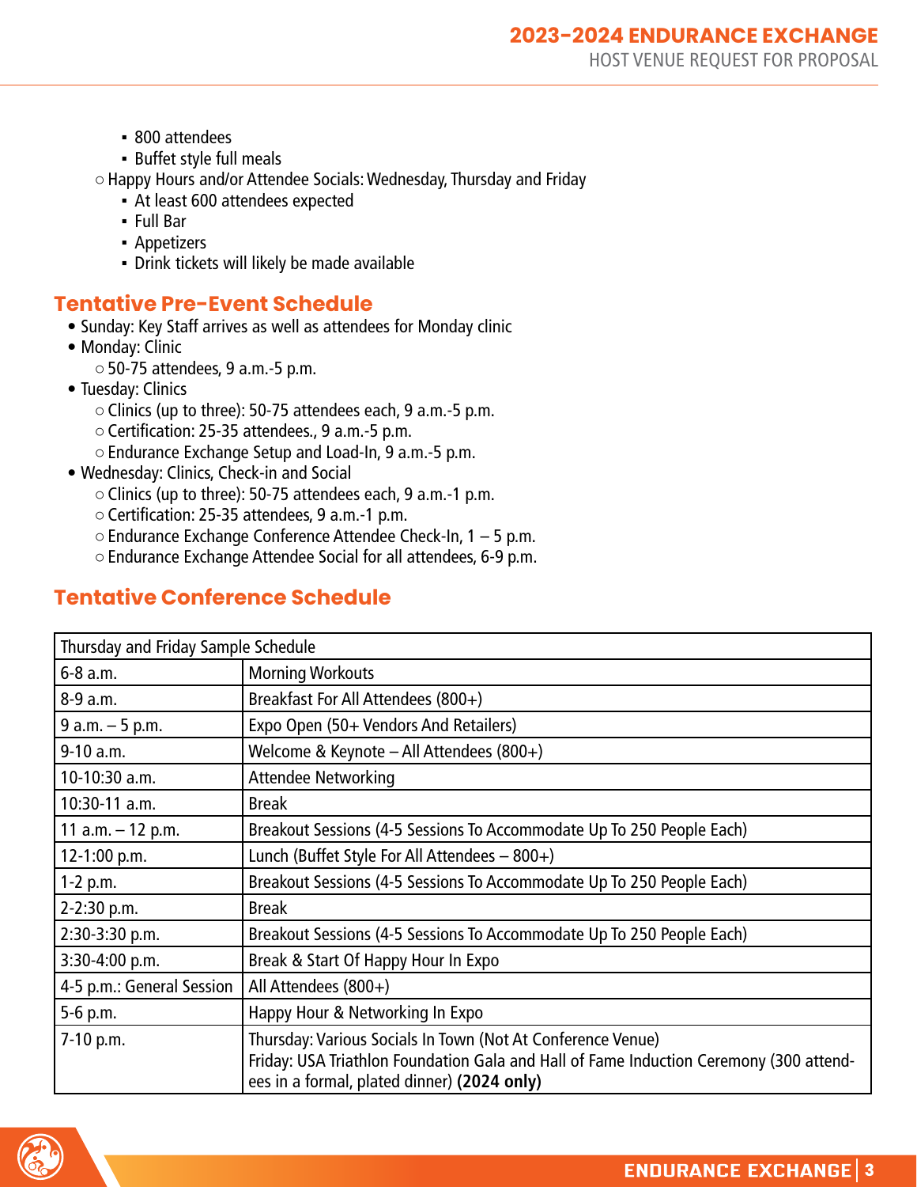- 800 attendees
    - Buffet style full meals
  - Happy Hours and/or Attendee Socials: Wednesday, Thursday and Friday
    - At least 600 attendees expected
    - Full Bar
    - Appetizers
    - Drink tickets will likely be made available

## Tentative Pre-Event Schedule

- Sunday: Key Staff arrives as well as attendees for Monday clinic
- Monday: Clinic
  - 50-75 attendees, 9 a.m.-5 p.m.
- Tuesday: Clinics
  - Clinics (up to three): 50-75 attendees each, 9 a.m.-5 p.m.
  - Certification: 25-35 attendees., 9 a.m.-5 p.m.
  - Endurance Exchange Setup and Load-In, 9 a.m.-5 p.m.
- Wednesday: Clinics, Check-in and Social
  - Clinics (up to three): 50-75 attendees each, 9 a.m.-1 p.m.
  - Certification: 25-35 attendees, 9 a.m.-1 p.m.
  - Endurance Exchange Conference Attendee Check-In, 1 – 5 p.m.
  - Endurance Exchange Attendee Social for all attendees, 6-9 p.m.

## Tentative Conference Schedule

| Thursday and Friday Sample Schedule | |
|---|---|
| 6-8 a.m. | Morning Workouts |
| 8-9 a.m. | Breakfast For All Attendees (800+) |
| 9 a.m. – 5 p.m. | Expo Open (50+ Vendors And Retailers) |
| 9-10 a.m. | Welcome & Keynote – All Attendees (800+) |
| 10-10:30 a.m. | Attendee Networking |
| 10:30-11 a.m. | Break |
| 11 a.m. – 12 p.m. | Breakout Sessions (4-5 Sessions To Accommodate Up To 250 People Each) |
| 12-1:00 p.m. | Lunch (Buffet Style For All Attendees – 800+) |
| 1-2 p.m. | Breakout Sessions (4-5 Sessions To Accommodate Up To 250 People Each) |
| 2-2:30 p.m. | Break |
| 2:30-3:30 p.m. | Breakout Sessions (4-5 Sessions To Accommodate Up To 250 People Each) |
| 3:30-4:00 p.m. | Break & Start Of Happy Hour In Expo |
| 4-5 p.m.: General Session | All Attendees (800+) |
| 5-6 p.m. | Happy Hour & Networking In Expo |
| 7-10 p.m. | Thursday: Various Socials In Town (Not At Conference Venue)<br>Friday: USA Triathlon Foundation Gala and Hall of Fame Induction Ceremony (300 attendees in a formal, plated dinner) **(2024 only)** |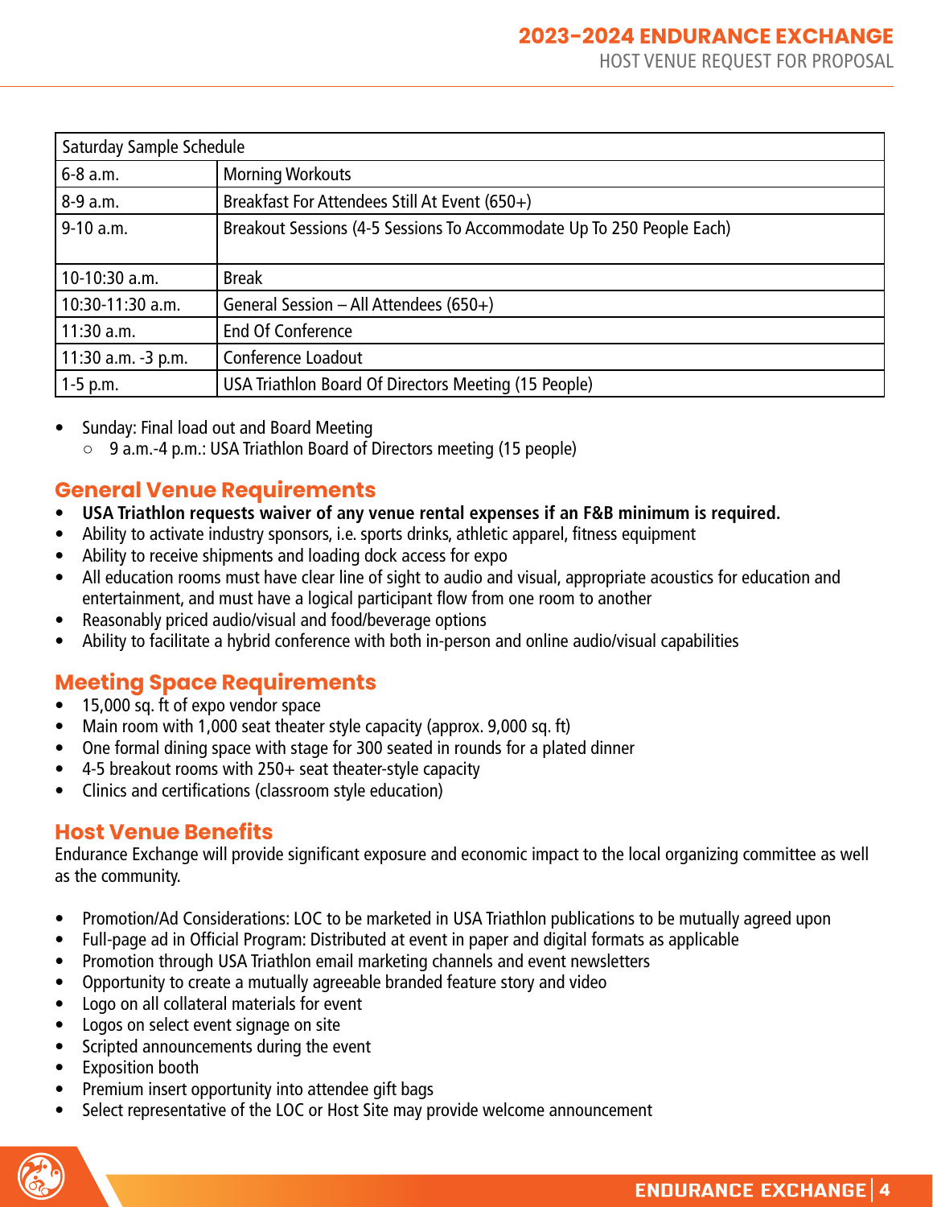| Saturday Sample Schedule | |
|---|---|
| 6-8 a.m. | Morning Workouts |
| 8-9 a.m. | Breakfast For Attendees Still At Event (650+) |
| 9-10 a.m. | Breakout Sessions (4-5 Sessions To Accommodate Up To 250 People Each) |
| 10-10:30 a.m. | Break |
| 10:30-11:30 a.m. | General Session – All Attendees (650+) |
| 11:30 a.m. | End Of Conference |
| 11:30 a.m. -3 p.m. | Conference Loadout |
| 1-5 p.m. | USA Triathlon Board Of Directors Meeting (15 People) |

- Sunday: Final load out and Board Meeting
  - 9 a.m.-4 p.m.: USA Triathlon Board of Directors meeting (15 people)

## General Venue Requirements

- **USA Triathlon requests waiver of any venue rental expenses if an F&B minimum is required.**
- Ability to activate industry sponsors, i.e. sports drinks, athletic apparel, fitness equipment
- Ability to receive shipments and loading dock access for expo
- All education rooms must have clear line of sight to audio and visual, appropriate acoustics for education and entertainment, and must have a logical participant flow from one room to another
- Reasonably priced audio/visual and food/beverage options
- Ability to facilitate a hybrid conference with both in-person and online audio/visual capabilities

## Meeting Space Requirements

- 15,000 sq. ft of expo vendor space
- Main room with 1,000 seat theater style capacity (approx. 9,000 sq. ft)
- One formal dining space with stage for 300 seated in rounds for a plated dinner
- 4-5 breakout rooms with 250+ seat theater-style capacity
- Clinics and certifications (classroom style education)

## Host Venue Benefits

Endurance Exchange will provide significant exposure and economic impact to the local organizing committee as well as the community.

- Promotion/Ad Considerations: LOC to be marketed in USA Triathlon publications to be mutually agreed upon
- Full-page ad in Official Program: Distributed at event in paper and digital formats as applicable
- Promotion through USA Triathlon email marketing channels and event newsletters
- Opportunity to create a mutually agreeable branded feature story and video
- Logo on all collateral materials for event
- Logos on select event signage on site
- Scripted announcements during the event
- Exposition booth
- Premium insert opportunity into attendee gift bags
- Select representative of the LOC or Host Site may provide welcome announcement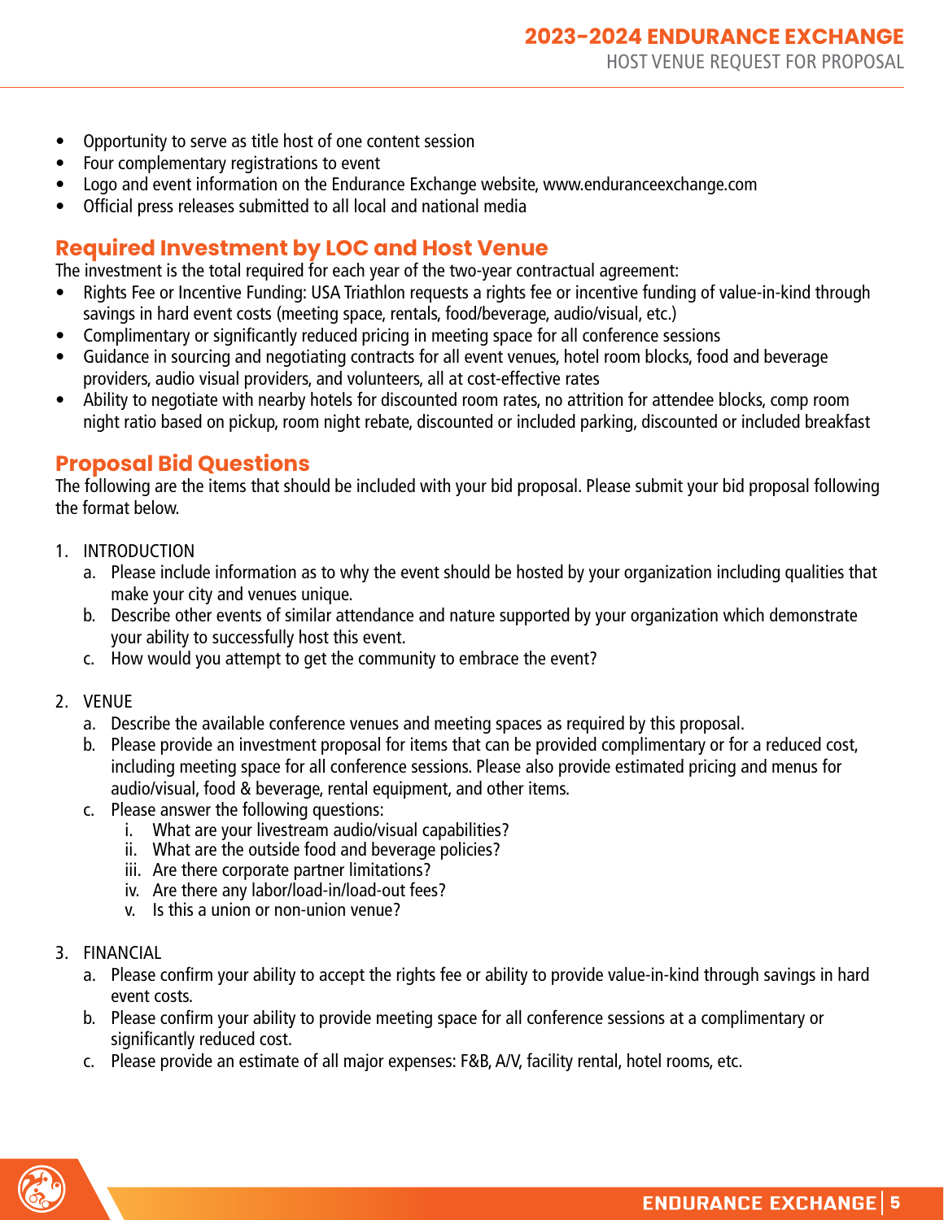- Opportunity to serve as title host of one content session
- Four complementary registrations to event
- Logo and event information on the Endurance Exchange website, www.enduranceexchange.com
- Official press releases submitted to all local and national media

## Required Investment by LOC and Host Venue

The investment is the total required for each year of the two-year contractual agreement:

- Rights Fee or Incentive Funding: USA Triathlon requests a rights fee or incentive funding of value-in-kind through savings in hard event costs (meeting space, rentals, food/beverage, audio/visual, etc.)
- Complimentary or significantly reduced pricing in meeting space for all conference sessions
- Guidance in sourcing and negotiating contracts for all event venues, hotel room blocks, food and beverage providers, audio visual providers, and volunteers, all at cost-effective rates
- Ability to negotiate with nearby hotels for discounted room rates, no attrition for attendee blocks, comp room night ratio based on pickup, room night rebate, discounted or included parking, discounted or included breakfast

## Proposal Bid Questions

The following are the items that should be included with your bid proposal. Please submit your bid proposal following the format below.

1. INTRODUCTION
   a. Please include information as to why the event should be hosted by your organization including qualities that make your city and venues unique.
   b. Describe other events of similar attendance and nature supported by your organization which demonstrate your ability to successfully host this event.
   c. How would you attempt to get the community to embrace the event?

2. VENUE
   a. Describe the available conference venues and meeting spaces as required by this proposal.
   b. Please provide an investment proposal for items that can be provided complimentary or for a reduced cost, including meeting space for all conference sessions. Please also provide estimated pricing and menus for audio/visual, food & beverage, rental equipment, and other items.
   c. Please answer the following questions:
      i. What are your livestream audio/visual capabilities?
      ii. What are the outside food and beverage policies?
      iii. Are there corporate partner limitations?
      iv. Are there any labor/load-in/load-out fees?
      v. Is this a union or non-union venue?

3. FINANCIAL
   a. Please confirm your ability to accept the rights fee or ability to provide value-in-kind through savings in hard event costs.
   b. Please confirm your ability to provide meeting space for all conference sessions at a complimentary or significantly reduced cost.
   c. Please provide an estimate of all major expenses: F&B, A/V, facility rental, hotel rooms, etc.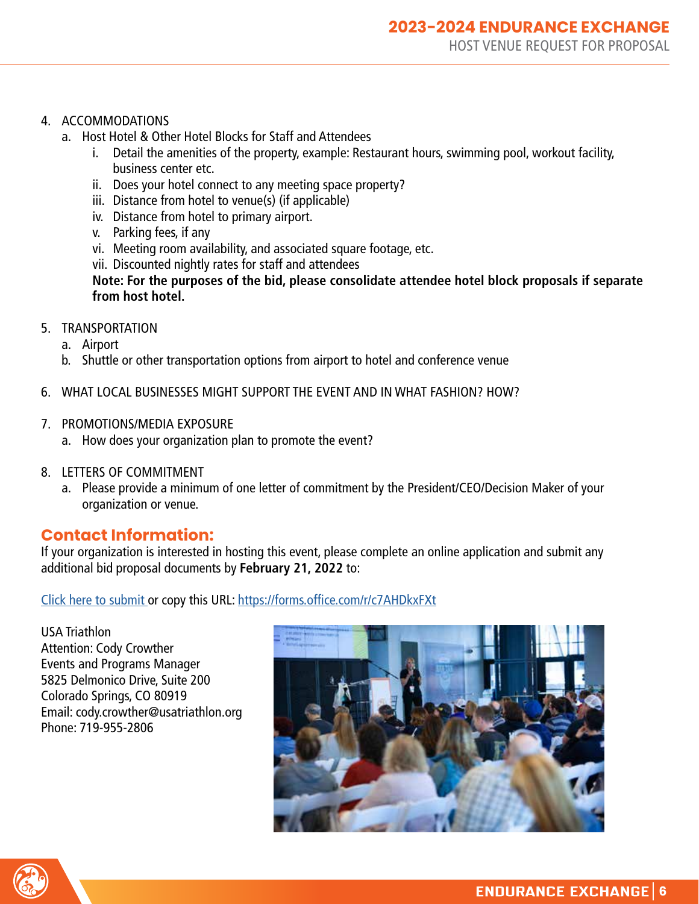4. ACCOMMODATIONS
    a. Host Hotel & Other Hotel Blocks for Staff and Attendees
        i. Detail the amenities of the property, example: Restaurant hours, swimming pool, workout facility, business center etc.
        ii. Does your hotel connect to any meeting space property?
        iii. Distance from hotel to venue(s) (if applicable)
        iv. Distance from hotel to primary airport.
        v. Parking fees, if any
        vi. Meeting room availability, and associated square footage, etc.
        vii. Discounted nightly rates for staff and attendees

        **Note: For the purposes of the bid, please consolidate attendee hotel block proposals if separate from host hotel.**

5. TRANSPORTATION
    a. Airport
    b. Shuttle or other transportation options from airport to hotel and conference venue

6. WHAT LOCAL BUSINESSES MIGHT SUPPORT THE EVENT AND IN WHAT FASHION? HOW?

7. PROMOTIONS/MEDIA EXPOSURE
    a. How does your organization plan to promote the event?

8. LETTERS OF COMMITMENT
    a. Please provide a minimum of one letter of commitment by the President/CEO/Decision Maker of your organization or venue.

## Contact Information:

If your organization is interested in hosting this event, please complete an online application and submit any additional bid proposal documents by **February 21, 2022** to:

Click here to submit or copy this URL: https://forms.office.com/r/c7AHDkxFXt

USA Triathlon
Attention: Cody Crowther
Events and Programs Manager
5825 Delmonico Drive, Suite 200
Colorado Springs, CO 80919
Email: cody.crowther@usatriathlon.org
Phone: 719-955-2806